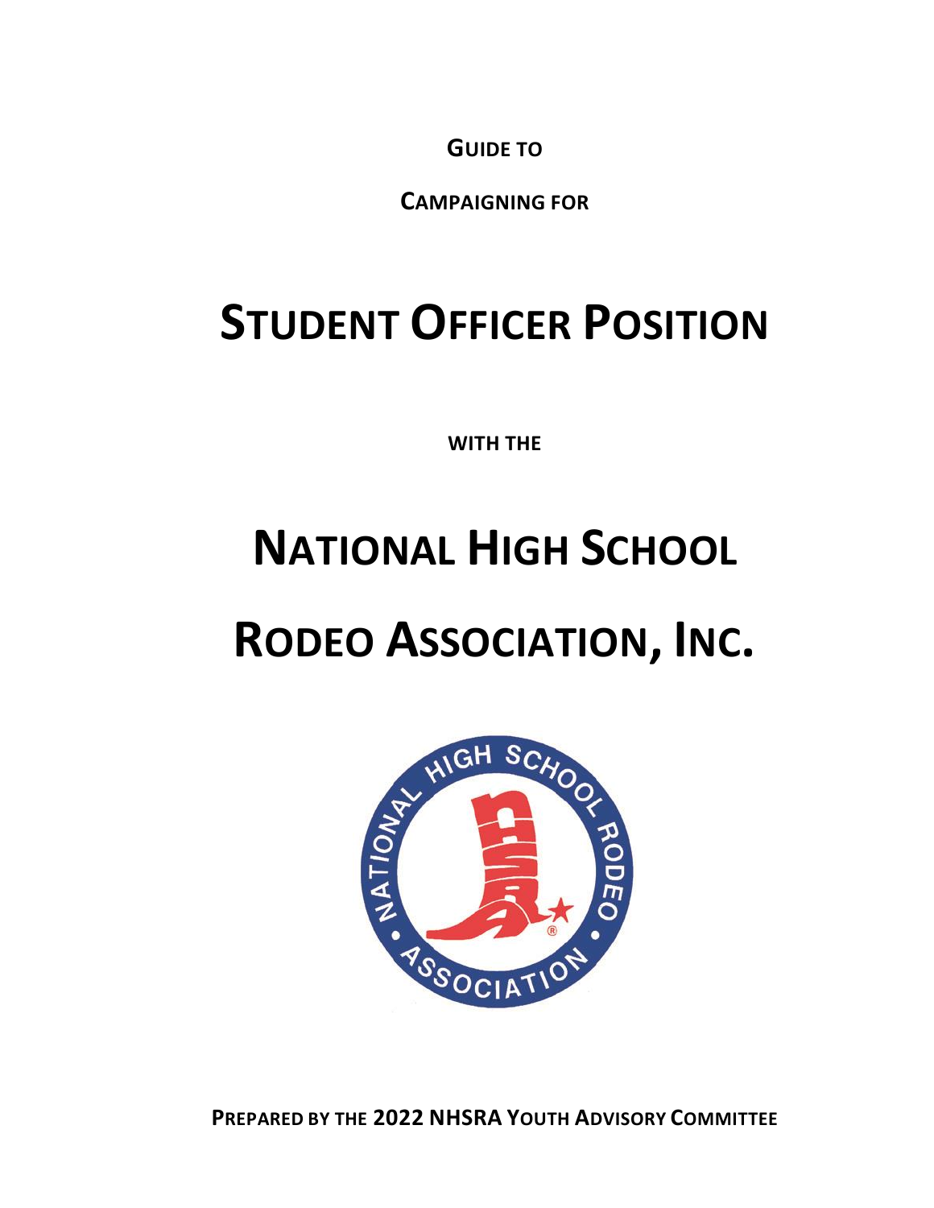**Guide to**

**Campaigning for**

# Student Officer Position

**with the**

# National High School Rodeo Association, Inc.

**Prepared by the 2022 NHSRA Youth Advisory Committee**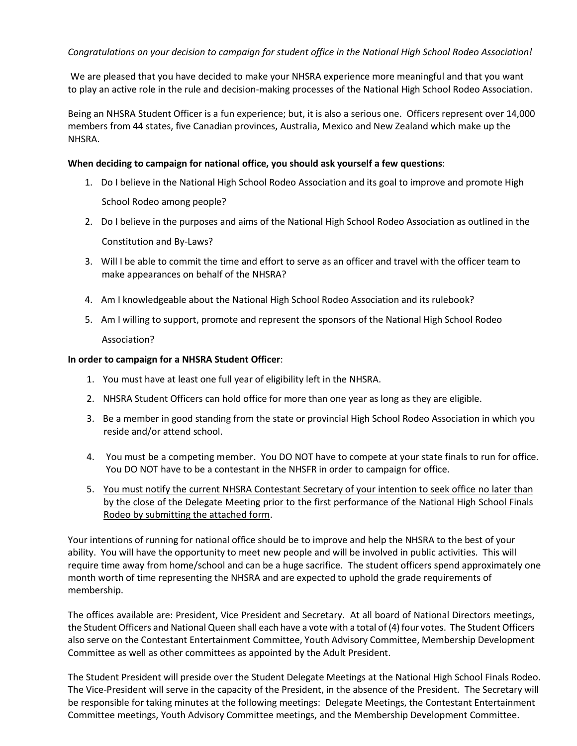*Congratulations on your decision to campaign for student office in the National High School Rodeo Association!*

We are pleased that you have decided to make your NHSRA experience more meaningful and that you want to play an active role in the rule and decision-making processes of the National High School Rodeo Association.

Being an NHSRA Student Officer is a fun experience; but, it is also a serious one. Officers represent over 14,000 members from 44 states, five Canadian provinces, Australia, Mexico and New Zealand which make up the NHSRA.

**When deciding to campaign for national office, you should ask yourself a few questions**:

1. Do I believe in the National High School Rodeo Association and its goal to improve and promote High School Rodeo among people?
2. Do I believe in the purposes and aims of the National High School Rodeo Association as outlined in the Constitution and By-Laws?
3. Will I be able to commit the time and effort to serve as an officer and travel with the officer team to make appearances on behalf of the NHSRA?
4. Am I knowledgeable about the National High School Rodeo Association and its rulebook?
5. Am I willing to support, promote and represent the sponsors of the National High School Rodeo Association?

**In order to campaign for a NHSRA Student Officer**:

1. You must have at least one full year of eligibility left in the NHSRA.
2. NHSRA Student Officers can hold office for more than one year as long as they are eligible.
3. Be a member in good standing from the state or provincial High School Rodeo Association in which you reside and/or attend school.
4. You must be a competing member. You DO NOT have to compete at your state finals to run for office. You DO NOT have to be a contestant in the NHSFR in order to campaign for office.
5. <u>You must notify the current NHSRA Contestant Secretary of your intention to seek office no later than by the close of the Delegate Meeting prior to the first performance of the National High School Finals Rodeo by submitting the attached form</u>.

Your intentions of running for national office should be to improve and help the NHSRA to the best of your ability. You will have the opportunity to meet new people and will be involved in public activities. This will require time away from home/school and can be a huge sacrifice. The student officers spend approximately one month worth of time representing the NHSRA and are expected to uphold the grade requirements of membership.

The offices available are: President, Vice President and Secretary. At all board of National Directors meetings, the Student Officers and National Queen shall each have a vote with a total of (4) four votes. The Student Officers also serve on the Contestant Entertainment Committee, Youth Advisory Committee, Membership Development Committee as well as other committees as appointed by the Adult President.

The Student President will preside over the Student Delegate Meetings at the National High School Finals Rodeo. The Vice-President will serve in the capacity of the President, in the absence of the President. The Secretary will be responsible for taking minutes at the following meetings: Delegate Meetings, the Contestant Entertainment Committee meetings, Youth Advisory Committee meetings, and the Membership Development Committee.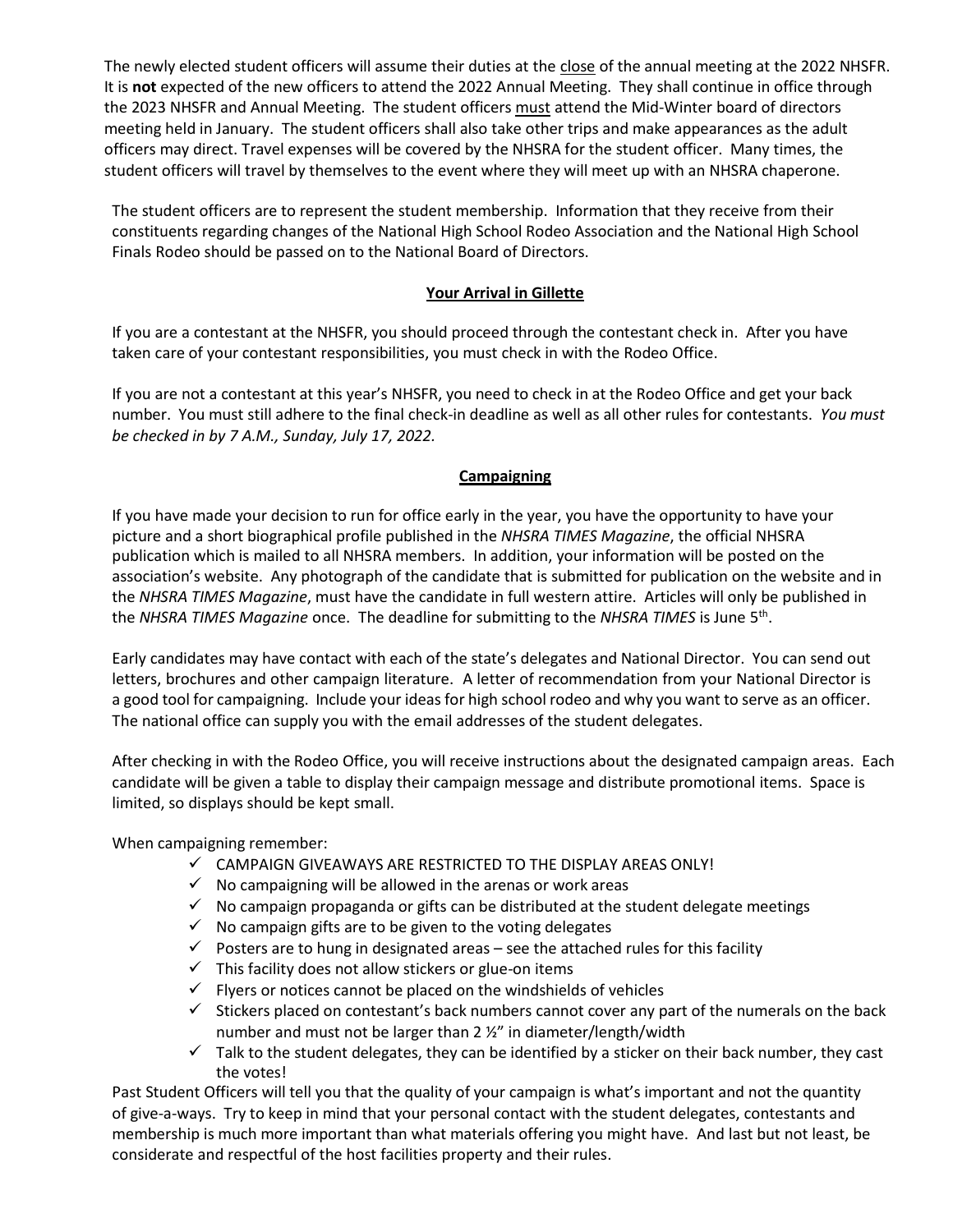The newly elected student officers will assume their duties at the close of the annual meeting at the 2022 NHSFR. It is **not** expected of the new officers to attend the 2022 Annual Meeting. They shall continue in office through the 2023 NHSFR and Annual Meeting. The student officers must attend the Mid-Winter board of directors meeting held in January. The student officers shall also take other trips and make appearances as the adult officers may direct. Travel expenses will be covered by the NHSRA for the student officer. Many times, the student officers will travel by themselves to the event where they will meet up with an NHSRA chaperone.

The student officers are to represent the student membership. Information that they receive from their constituents regarding changes of the National High School Rodeo Association and the National High School Finals Rodeo should be passed on to the National Board of Directors.

## Your Arrival in Gillette

If you are a contestant at the NHSFR, you should proceed through the contestant check in. After you have taken care of your contestant responsibilities, you must check in with the Rodeo Office.

If you are not a contestant at this year's NHSFR, you need to check in at the Rodeo Office and get your back number. You must still adhere to the final check-in deadline as well as all other rules for contestants. *You must be checked in by 7 A.M., Sunday, July 17, 2022.*

## Campaigning

If you have made your decision to run for office early in the year, you have the opportunity to have your picture and a short biographical profile published in the *NHSRA TIMES Magazine*, the official NHSRA publication which is mailed to all NHSRA members. In addition, your information will be posted on the association's website. Any photograph of the candidate that is submitted for publication on the website and in the *NHSRA TIMES Magazine*, must have the candidate in full western attire. Articles will only be published in the *NHSRA TIMES Magazine* once. The deadline for submitting to the *NHSRA TIMES* is June 5th.

Early candidates may have contact with each of the state's delegates and National Director. You can send out letters, brochures and other campaign literature. A letter of recommendation from your National Director is a good tool for campaigning. Include your ideas for high school rodeo and why you want to serve as an officer. The national office can supply you with the email addresses of the student delegates.

After checking in with the Rodeo Office, you will receive instructions about the designated campaign areas. Each candidate will be given a table to display their campaign message and distribute promotional items. Space is limited, so displays should be kept small.

When campaigning remember:

- ✓ CAMPAIGN GIVEAWAYS ARE RESTRICTED TO THE DISPLAY AREAS ONLY!
- ✓ No campaigning will be allowed in the arenas or work areas
- ✓ No campaign propaganda or gifts can be distributed at the student delegate meetings
- ✓ No campaign gifts are to be given to the voting delegates
- ✓ Posters are to hung in designated areas – see the attached rules for this facility
- ✓ This facility does not allow stickers or glue-on items
- ✓ Flyers or notices cannot be placed on the windshields of vehicles
- ✓ Stickers placed on contestant's back numbers cannot cover any part of the numerals on the back number and must not be larger than 2 ½" in diameter/length/width
- ✓ Talk to the student delegates, they can be identified by a sticker on their back number, they cast the votes!

Past Student Officers will tell you that the quality of your campaign is what's important and not the quantity of give-a-ways. Try to keep in mind that your personal contact with the student delegates, contestants and membership is much more important than what materials offering you might have. And last but not least, be considerate and respectful of the host facilities property and their rules.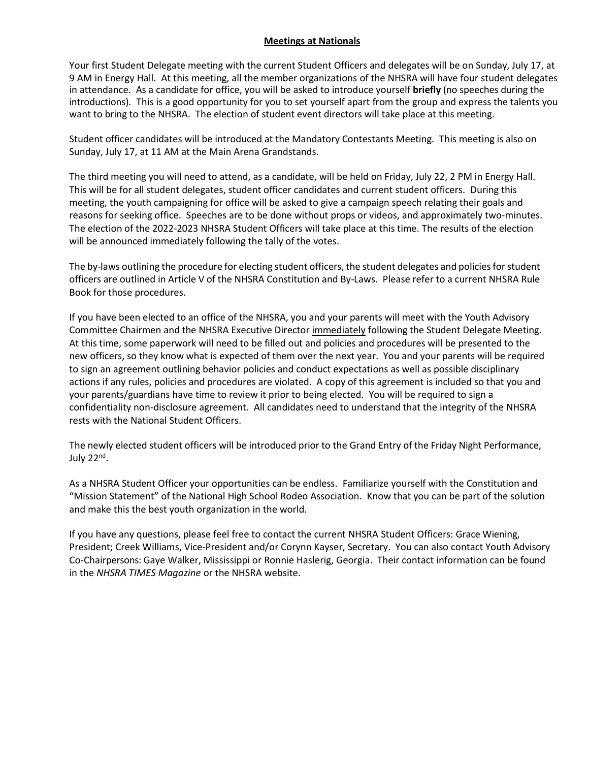## **Meetings at Nationals**

Your first Student Delegate meeting with the current Student Officers and delegates will be on Sunday, July 17, at 9 AM in Energy Hall. At this meeting, all the member organizations of the NHSRA will have four student delegates in attendance. As a candidate for office, you will be asked to introduce yourself **briefly** (no speeches during the introductions). This is a good opportunity for you to set yourself apart from the group and express the talents you want to bring to the NHSRA. The election of student event directors will take place at this meeting.

Student officer candidates will be introduced at the Mandatory Contestants Meeting. This meeting is also on Sunday, July 17, at 11 AM at the Main Arena Grandstands.

The third meeting you will need to attend, as a candidate, will be held on Friday, July 22, 2 PM in Energy Hall. This will be for all student delegates, student officer candidates and current student officers. During this meeting, the youth campaigning for office will be asked to give a campaign speech relating their goals and reasons for seeking office. Speeches are to be done without props or videos, and approximately two-minutes. The election of the 2022-2023 NHSRA Student Officers will take place at this time. The results of the election will be announced immediately following the tally of the votes.

The by-laws outlining the procedure for electing student officers, the student delegates and policies for student officers are outlined in Article V of the NHSRA Constitution and By-Laws. Please refer to a current NHSRA Rule Book for those procedures.

If you have been elected to an office of the NHSRA, you and your parents will meet with the Youth Advisory Committee Chairmen and the NHSRA Executive Director <u>immediately</u> following the Student Delegate Meeting. At this time, some paperwork will need to be filled out and policies and procedures will be presented to the new officers, so they know what is expected of them over the next year. You and your parents will be required to sign an agreement outlining behavior policies and conduct expectations as well as possible disciplinary actions if any rules, policies and procedures are violated. A copy of this agreement is included so that you and your parents/guardians have time to review it prior to being elected. You will be required to sign a confidentiality non-disclosure agreement. All candidates need to understand that the integrity of the NHSRA rests with the National Student Officers.

The newly elected student officers will be introduced prior to the Grand Entry of the Friday Night Performance, July 22nd.

As a NHSRA Student Officer your opportunities can be endless. Familiarize yourself with the Constitution and "Mission Statement" of the National High School Rodeo Association. Know that you can be part of the solution and make this the best youth organization in the world.

If you have any questions, please feel free to contact the current NHSRA Student Officers: Grace Wiening, President; Creek Williams, Vice-President and/or Corynn Kayser, Secretary. You can also contact Youth Advisory Co-Chairpersons: Gaye Walker, Mississippi or Ronnie Haslerig, Georgia. Their contact information can be found in the *NHSRA TIMES Magazine* or the NHSRA website.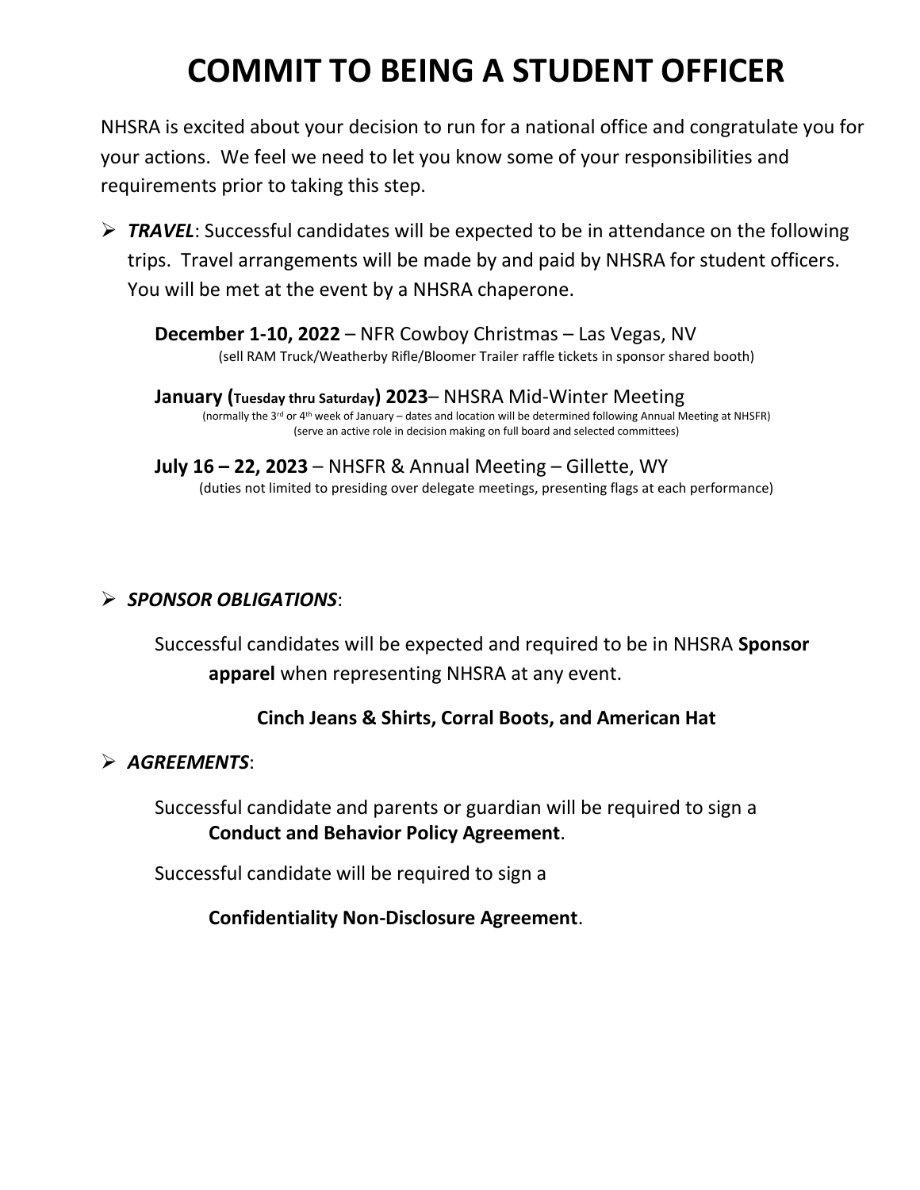# COMMIT TO BEING A STUDENT OFFICER

NHSRA is excited about your decision to run for a national office and congratulate you for your actions. We feel we need to let you know some of your responsibilities and requirements prior to taking this step.

- ***TRAVEL***: Successful candidates will be expected to be in attendance on the following trips. Travel arrangements will be made by and paid by NHSRA for student officers. You will be met at the event by a NHSRA chaperone.

  **December 1-10, 2022** – NFR Cowboy Christmas – Las Vegas, NV
  (sell RAM Truck/Weatherby Rifle/Bloomer Trailer raffle tickets in sponsor shared booth)

  **January (Tuesday thru Saturday) 2023**– NHSRA Mid-Winter Meeting
  (normally the 3rd or 4th week of January – dates and location will be determined following Annual Meeting at NHSFR)
  (serve an active role in decision making on full board and selected committees)

  **July 16 – 22, 2023** – NHSFR & Annual Meeting – Gillette, WY
  (duties not limited to presiding over delegate meetings, presenting flags at each performance)

- ***SPONSOR OBLIGATIONS***:

  Successful candidates will be expected and required to be in NHSRA **Sponsor apparel** when representing NHSRA at any event.

  **Cinch Jeans & Shirts, Corral Boots, and American Hat**

- ***AGREEMENTS***:

  Successful candidate and parents or guardian will be required to sign a **Conduct and Behavior Policy Agreement**.

  Successful candidate will be required to sign a

  **Confidentiality Non-Disclosure Agreement**.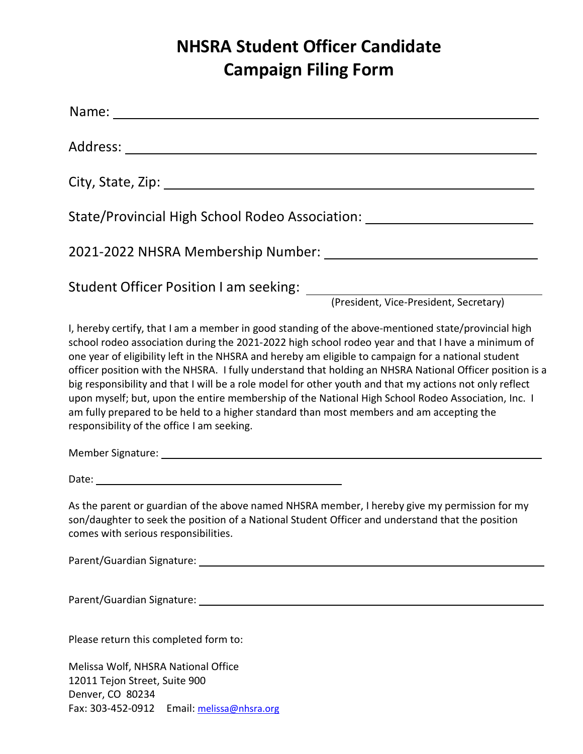# NHSRA Student Officer Candidate Campaign Filing Form

Name: ____________________________________________

Address: ____________________________________________

City, State, Zip: ____________________________________________

State/Provincial High School Rodeo Association: ______________________

2021-2022 NHSRA Membership Number: ______________________

Student Officer Position I am seeking: ______________________
(President, Vice-President, Secretary)

I, hereby certify, that I am a member in good standing of the above-mentioned state/provincial high school rodeo association during the 2021-2022 high school rodeo year and that I have a minimum of one year of eligibility left in the NHSRA and hereby am eligible to campaign for a national student officer position with the NHSRA. I fully understand that holding an NHSRA National Officer position is a big responsibility and that I will be a role model for other youth and that my actions not only reflect upon myself; but, upon the entire membership of the National High School Rodeo Association, Inc. I am fully prepared to be held to a higher standard than most members and am accepting the responsibility of the office I am seeking.

Member Signature: ____________________________________________

Date: ______________________

As the parent or guardian of the above named NHSRA member, I hereby give my permission for my son/daughter to seek the position of a National Student Officer and understand that the position comes with serious responsibilities.

Parent/Guardian Signature: ____________________________________________

Parent/Guardian Signature: ____________________________________________

Please return this completed form to:

Melissa Wolf, NHSRA National Office
12011 Tejon Street, Suite 900
Denver, CO 80234
Fax: 303-452-0912 Email: melissa@nhsra.org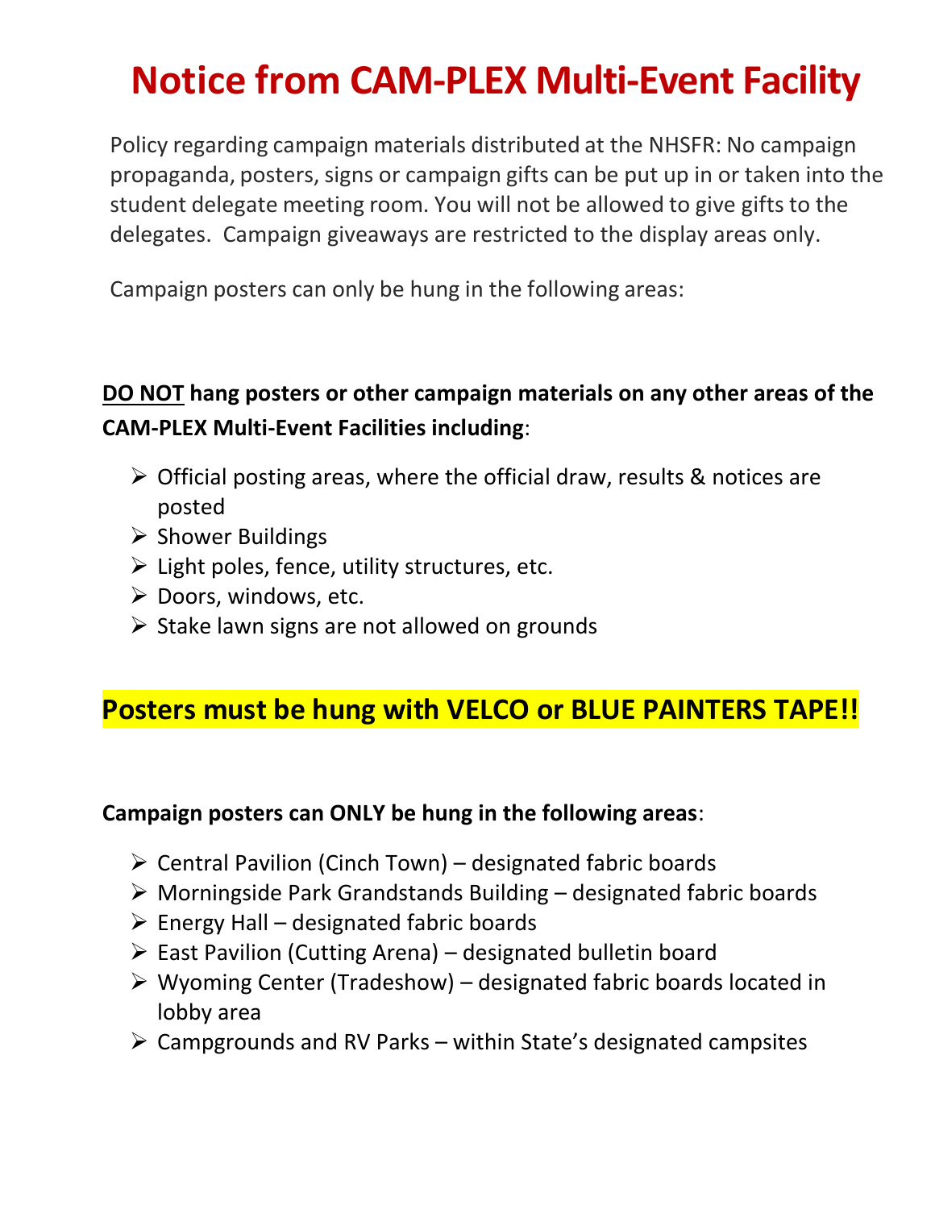# Notice from CAM-PLEX Multi-Event Facility

Policy regarding campaign materials distributed at the NHSFR: No campaign propaganda, posters, signs or campaign gifts can be put up in or taken into the student delegate meeting room. You will not be allowed to give gifts to the delegates. Campaign giveaways are restricted to the display areas only.

Campaign posters can only be hung in the following areas:

**<u>DO NOT</u> hang posters or other campaign materials on any other areas of the CAM-PLEX Multi-Event Facilities including**:

- Official posting areas, where the official draw, results & notices are posted
- Shower Buildings
- Light poles, fence, utility structures, etc.
- Doors, windows, etc.
- Stake lawn signs are not allowed on grounds

## Posters must be hung with VELCO or BLUE PAINTERS TAPE!!

**Campaign posters can ONLY be hung in the following areas**:

- Central Pavilion (Cinch Town) – designated fabric boards
- Morningside Park Grandstands Building – designated fabric boards
- Energy Hall – designated fabric boards
- East Pavilion (Cutting Arena) – designated bulletin board
- Wyoming Center (Tradeshow) – designated fabric boards located in lobby area
- Campgrounds and RV Parks – within State's designated campsites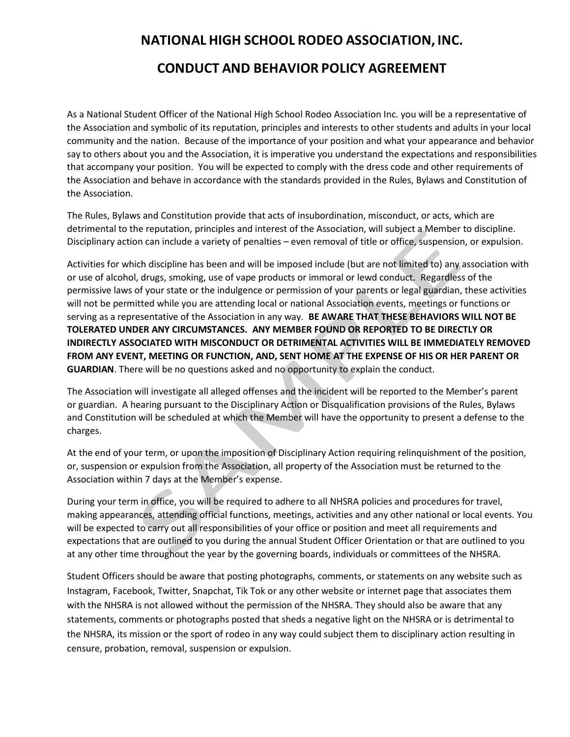# NATIONAL HIGH SCHOOL RODEO ASSOCIATION, INC.

# CONDUCT AND BEHAVIOR POLICY AGREEMENT

As a National Student Officer of the National High School Rodeo Association Inc. you will be a representative of the Association and symbolic of its reputation, principles and interests to other students and adults in your local community and the nation. Because of the importance of your position and what your appearance and behavior say to others about you and the Association, it is imperative you understand the expectations and responsibilities that accompany your position. You will be expected to comply with the dress code and other requirements of the Association and behave in accordance with the standards provided in the Rules, Bylaws and Constitution of the Association.

The Rules, Bylaws and Constitution provide that acts of insubordination, misconduct, or acts, which are detrimental to the reputation, principles and interest of the Association, will subject a Member to discipline. Disciplinary action can include a variety of penalties – even removal of title or office, suspension, or expulsion.

Activities for which discipline has been and will be imposed include (but are not limited to) any association with or use of alcohol, drugs, smoking, use of vape products or immoral or lewd conduct. Regardless of the permissive laws of your state or the indulgence or permission of your parents or legal guardian, these activities will not be permitted while you are attending local or national Association events, meetings or functions or serving as a representative of the Association in any way. **BE AWARE THAT THESE BEHAVIORS WILL NOT BE TOLERATED UNDER ANY CIRCUMSTANCES. ANY MEMBER FOUND OR REPORTED TO BE DIRECTLY OR INDIRECTLY ASSOCIATED WITH MISCONDUCT OR DETRIMENTAL ACTIVITIES WILL BE IMMEDIATELY REMOVED FROM ANY EVENT, MEETING OR FUNCTION, AND, SENT HOME AT THE EXPENSE OF HIS OR HER PARENT OR GUARDIAN**. There will be no questions asked and no opportunity to explain the conduct.

The Association will investigate all alleged offenses and the incident will be reported to the Member's parent or guardian. A hearing pursuant to the Disciplinary Action or Disqualification provisions of the Rules, Bylaws and Constitution will be scheduled at which the Member will have the opportunity to present a defense to the charges.

At the end of your term, or upon the imposition of Disciplinary Action requiring relinquishment of the position, or, suspension or expulsion from the Association, all property of the Association must be returned to the Association within 7 days at the Member's expense.

During your term in office, you will be required to adhere to all NHSRA policies and procedures for travel, making appearances, attending official functions, meetings, activities and any other national or local events. You will be expected to carry out all responsibilities of your office or position and meet all requirements and expectations that are outlined to you during the annual Student Officer Orientation or that are outlined to you at any other time throughout the year by the governing boards, individuals or committees of the NHSRA.

Student Officers should be aware that posting photographs, comments, or statements on any website such as Instagram, Facebook, Twitter, Snapchat, Tik Tok or any other website or internet page that associates them with the NHSRA is not allowed without the permission of the NHSRA. They should also be aware that any statements, comments or photographs posted that sheds a negative light on the NHSRA or is detrimental to the NHSRA, its mission or the sport of rodeo in any way could subject them to disciplinary action resulting in censure, probation, removal, suspension or expulsion.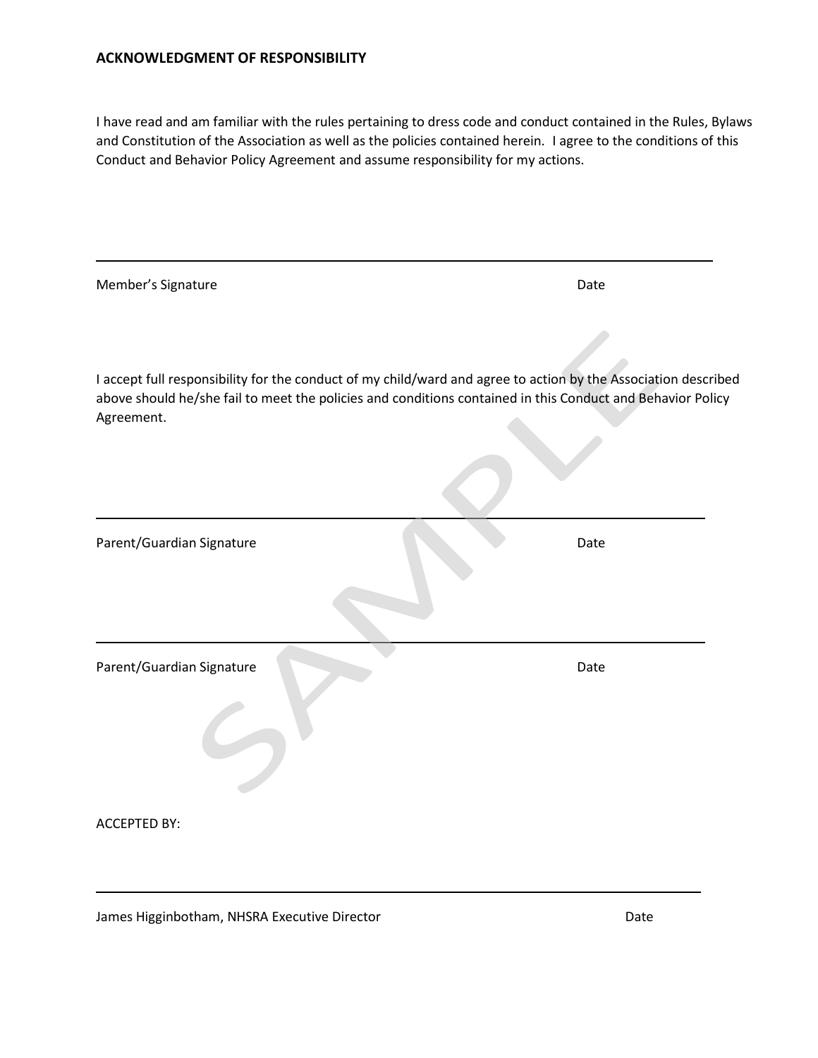## ACKNOWLEDGMENT OF RESPONSIBILITY

I have read and am familiar with the rules pertaining to dress code and conduct contained in the Rules, Bylaws and Constitution of the Association as well as the policies contained herein. I agree to the conditions of this Conduct and Behavior Policy Agreement and assume responsibility for my actions.

\_\_\_\_\_\_\_\_\_\_\_\_\_\_\_\_\_\_\_\_\_\_\_\_\_\_\_\_\_\_\_\_\_\_\_\_\_\_\_\_\_\_\_\_\_\_\_\_\_\_\_\_\_\_\_\_\_\_\_\_\_\_\_\_\_\_\_\_\_\_

Member's Signature                                                                 Date

I accept full responsibility for the conduct of my child/ward and agree to action by the Association described above should he/she fail to meet the policies and conditions contained in this Conduct and Behavior Policy Agreement.

\_\_\_\_\_\_\_\_\_\_\_\_\_\_\_\_\_\_\_\_\_\_\_\_\_\_\_\_\_\_\_\_\_\_\_\_\_\_\_\_\_\_\_\_\_\_\_\_\_\_\_\_\_\_\_\_\_\_\_\_\_\_\_\_\_\_\_\_\_\_

Parent/Guardian Signature                                                                 Date

\_\_\_\_\_\_\_\_\_\_\_\_\_\_\_\_\_\_\_\_\_\_\_\_\_\_\_\_\_\_\_\_\_\_\_\_\_\_\_\_\_\_\_\_\_\_\_\_\_\_\_\_\_\_\_\_\_\_\_\_\_\_\_\_\_\_\_\_\_\_

Parent/Guardian Signature                                                                 Date

SAMPLE

ACCEPTED BY:

\_\_\_\_\_\_\_\_\_\_\_\_\_\_\_\_\_\_\_\_\_\_\_\_\_\_\_\_\_\_\_\_\_\_\_\_\_\_\_\_\_\_\_\_\_\_\_\_\_\_\_\_\_\_\_\_\_\_\_\_\_\_\_\_\_\_\_\_\_\_

James Higginbotham, NHSRA Executive Director                                                                 Date